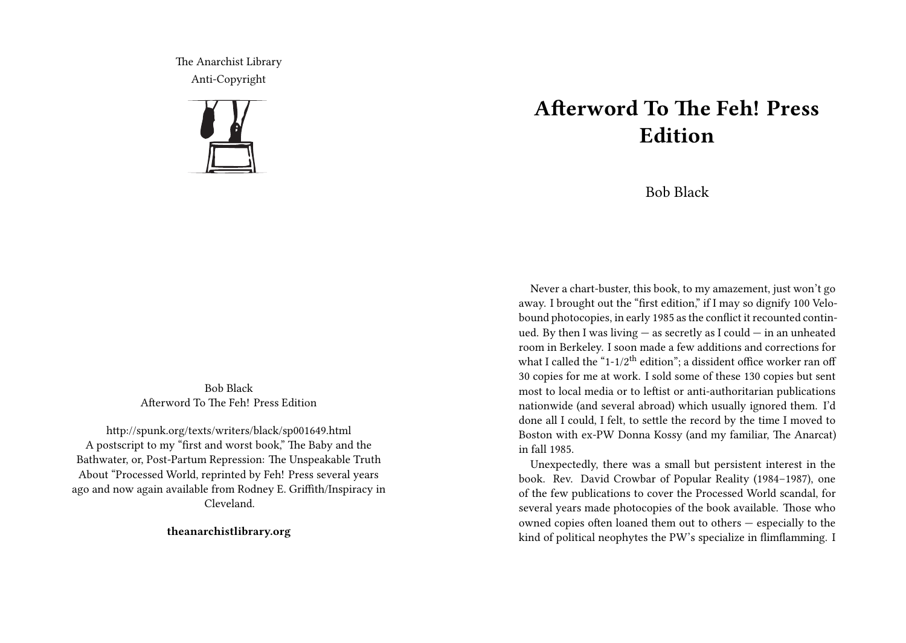The Anarchist Library
Anti-Copyright

Bob Black
Afterword To The Feh! Press Edition

http://spunk.org/texts/writers/black/sp001649.html
A postscript to my "first and worst book," The Baby and the Bathwater, or, Post-Partum Repression: The Unspeakable Truth About "Processed World, reprinted by Feh! Press several years ago and now again available from Rodney E. Griffith/Inspiracy in Cleveland.

**theanarchistlibrary.org**

# Afterword To The Feh! Press Edition

Bob Black

Never a chart-buster, this book, to my amazement, just won't go away. I brought out the "first edition," if I may so dignify 100 Velo-bound photocopies, in early 1985 as the conflict it recounted continued. By then I was living — as secretly as I could — in an unheated room in Berkeley. I soon made a few additions and corrections for what I called the "1-1/2$^{th}$ edition"; a dissident office worker ran off 30 copies for me at work. I sold some of these 130 copies but sent most to local media or to leftist or anti-authoritarian publications nationwide (and several abroad) which usually ignored them. I'd done all I could, I felt, to settle the record by the time I moved to Boston with ex-PW Donna Kossy (and my familiar, The Anarcat) in fall 1985.

Unexpectedly, there was a small but persistent interest in the book. Rev. David Crowbar of Popular Reality (1984–1987), one of the few publications to cover the Processed World scandal, for several years made photocopies of the book available. Those who owned copies often loaned them out to others — especially to the kind of political neophytes the PW's specialize in flimflamming. I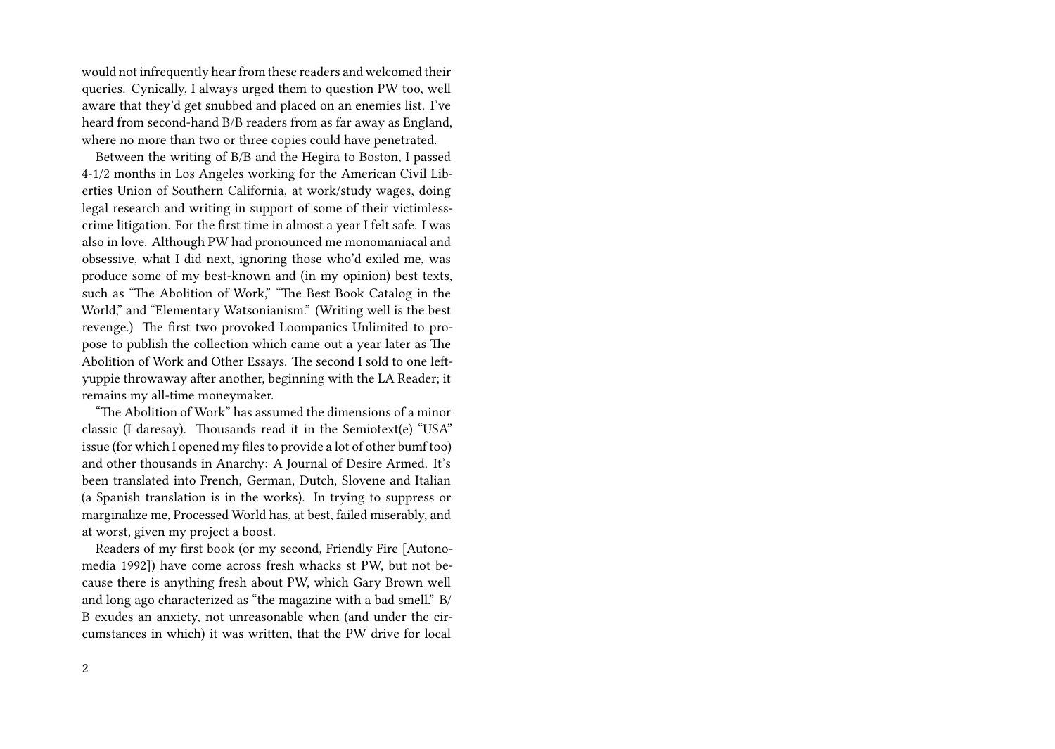would not infrequently hear from these readers and welcomed their queries. Cynically, I always urged them to question PW too, well aware that they'd get snubbed and placed on an enemies list. I've heard from second-hand B/B readers from as far away as England, where no more than two or three copies could have penetrated.

Between the writing of B/B and the Hegira to Boston, I passed 4-1/2 months in Los Angeles working for the American Civil Liberties Union of Southern California, at work/study wages, doing legal research and writing in support of some of their victimless-crime litigation. For the first time in almost a year I felt safe. I was also in love. Although PW had pronounced me monomaniacal and obsessive, what I did next, ignoring those who'd exiled me, was produce some of my best-known and (in my opinion) best texts, such as "The Abolition of Work," "The Best Book Catalog in the World," and "Elementary Watsonianism." (Writing well is the best revenge.) The first two provoked Loompanics Unlimited to propose to publish the collection which came out a year later as The Abolition of Work and Other Essays. The second I sold to one left-yuppie throwaway after another, beginning with the LA Reader; it remains my all-time moneymaker.

"The Abolition of Work" has assumed the dimensions of a minor classic (I daresay). Thousands read it in the Semiotext(e) "USA" issue (for which I opened my files to provide a lot of other bumf too) and other thousands in Anarchy: A Journal of Desire Armed. It's been translated into French, German, Dutch, Slovene and Italian (a Spanish translation is in the works). In trying to suppress or marginalize me, Processed World has, at best, failed miserably, and at worst, given my project a boost.

Readers of my first book (or my second, Friendly Fire [Autonomedia 1992]) have come across fresh whacks st PW, but not because there is anything fresh about PW, which Gary Brown well and long ago characterized as "the magazine with a bad smell." B/B exudes an anxiety, not unreasonable when (and under the circumstances in which) it was written, that the PW drive for local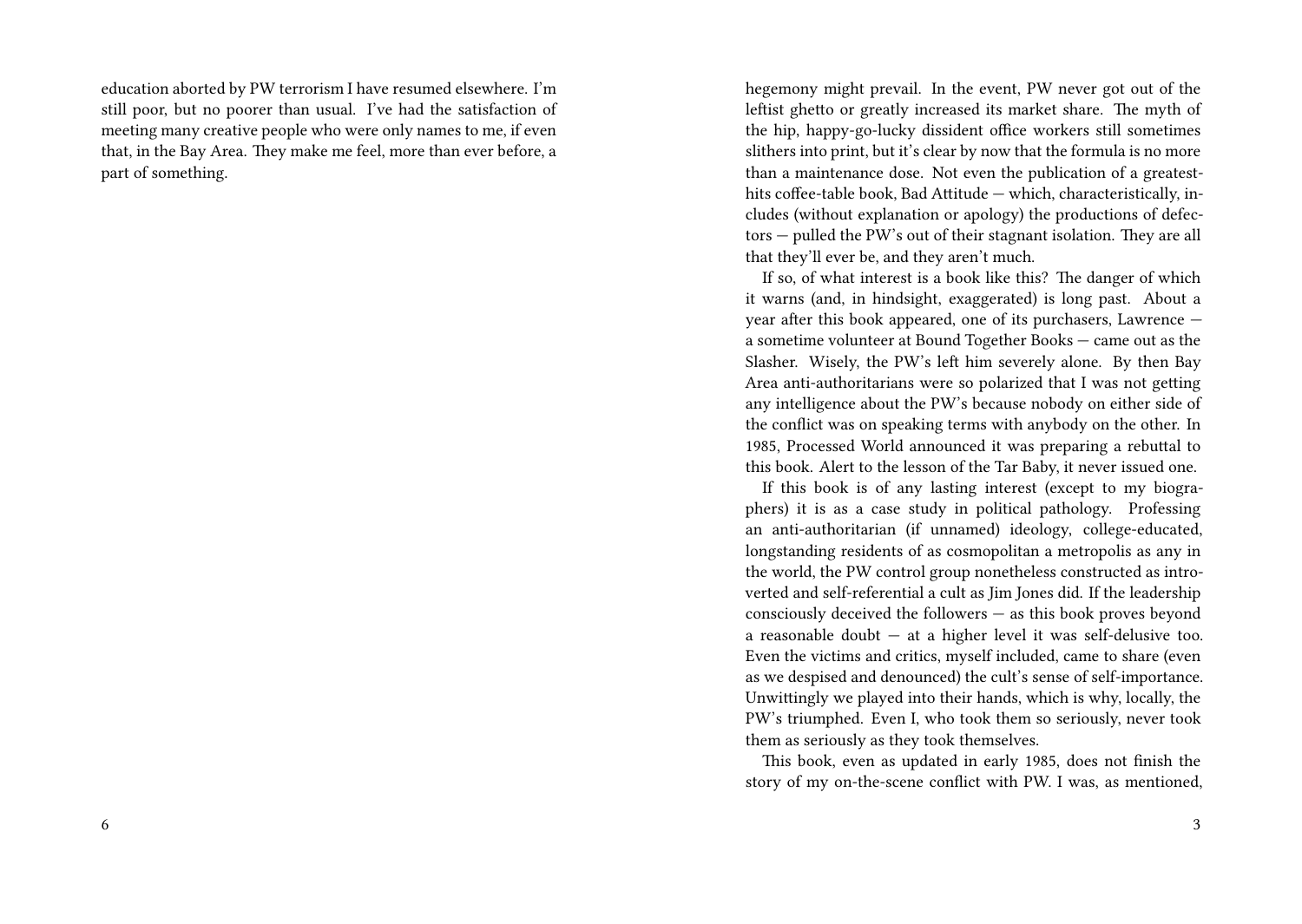education aborted by PW terrorism I have resumed elsewhere. I'm still poor, but no poorer than usual. I've had the satisfaction of meeting many creative people who were only names to me, if even that, in the Bay Area. They make me feel, more than ever before, a part of something.

hegemony might prevail. In the event, PW never got out of the leftist ghetto or greatly increased its market share. The myth of the hip, happy-go-lucky dissident office workers still sometimes slithers into print, but it's clear by now that the formula is no more than a maintenance dose. Not even the publication of a greatest-hits coffee-table book, Bad Attitude — which, characteristically, includes (without explanation or apology) the productions of defectors — pulled the PW's out of their stagnant isolation. They are all that they'll ever be, and they aren't much.

If so, of what interest is a book like this? The danger of which it warns (and, in hindsight, exaggerated) is long past. About a year after this book appeared, one of its purchasers, Lawrence — a sometime volunteer at Bound Together Books — came out as the Slasher. Wisely, the PW's left him severely alone. By then Bay Area anti-authoritarians were so polarized that I was not getting any intelligence about the PW's because nobody on either side of the conflict was on speaking terms with anybody on the other. In 1985, Processed World announced it was preparing a rebuttal to this book. Alert to the lesson of the Tar Baby, it never issued one.

If this book is of any lasting interest (except to my biographers) it is as a case study in political pathology. Professing an anti-authoritarian (if unnamed) ideology, college-educated, longstanding residents of as cosmopolitan a metropolis as any in the world, the PW control group nonetheless constructed as introverted and self-referential a cult as Jim Jones did. If the leadership consciously deceived the followers — as this book proves beyond a reasonable doubt — at a higher level it was self-delusive too. Even the victims and critics, myself included, came to share (even as we despised and denounced) the cult's sense of self-importance. Unwittingly we played into their hands, which is why, locally, the PW's triumphed. Even I, who took them so seriously, never took them as seriously as they took themselves.

This book, even as updated in early 1985, does not finish the story of my on-the-scene conflict with PW. I was, as mentioned,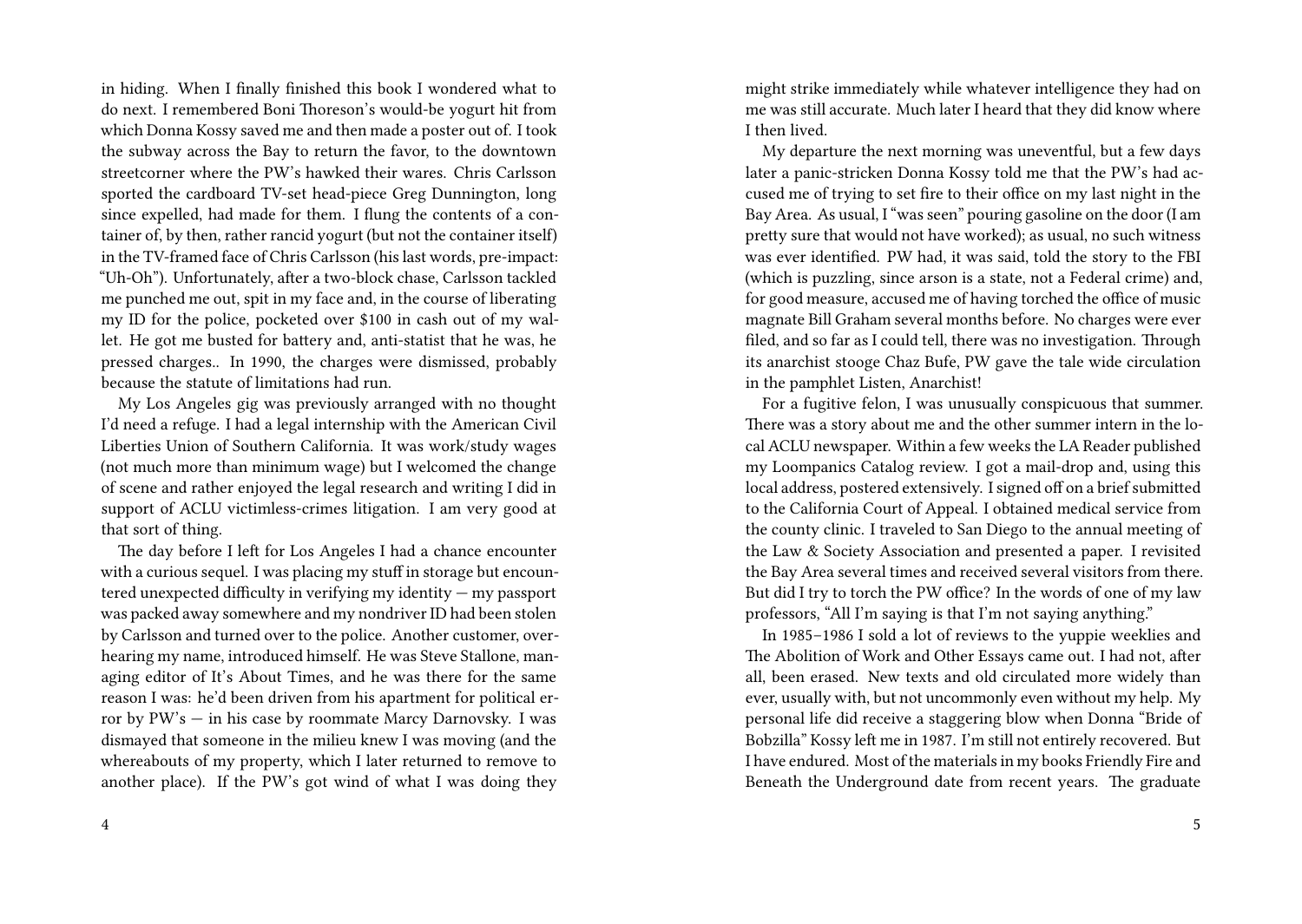in hiding. When I finally finished this book I wondered what to do next. I remembered Boni Thoreson's would-be yogurt hit from which Donna Kossy saved me and then made a poster out of. I took the subway across the Bay to return the favor, to the downtown streetcorner where the PW's hawked their wares. Chris Carlsson sported the cardboard TV-set head-piece Greg Dunnington, long since expelled, had made for them. I flung the contents of a container of, by then, rather rancid yogurt (but not the container itself) in the TV-framed face of Chris Carlsson (his last words, pre-impact: "Uh-Oh"). Unfortunately, after a two-block chase, Carlsson tackled me punched me out, spit in my face and, in the course of liberating my ID for the police, pocketed over $100 in cash out of my wallet. He got me busted for battery and, anti-statist that he was, he pressed charges.. In 1990, the charges were dismissed, probably because the statute of limitations had run.

My Los Angeles gig was previously arranged with no thought I'd need a refuge. I had a legal internship with the American Civil Liberties Union of Southern California. It was work/study wages (not much more than minimum wage) but I welcomed the change of scene and rather enjoyed the legal research and writing I did in support of ACLU victimless-crimes litigation. I am very good at that sort of thing.

The day before I left for Los Angeles I had a chance encounter with a curious sequel. I was placing my stuff in storage but encountered unexpected difficulty in verifying my identity — my passport was packed away somewhere and my nondriver ID had been stolen by Carlsson and turned over to the police. Another customer, overhearing my name, introduced himself. He was Steve Stallone, managing editor of It's About Times, and he was there for the same reason I was: he'd been driven from his apartment for political error by PW's — in his case by roommate Marcy Darnovsky. I was dismayed that someone in the milieu knew I was moving (and the whereabouts of my property, which I later returned to remove to another place). If the PW's got wind of what I was doing they might strike immediately while whatever intelligence they had on me was still accurate. Much later I heard that they did know where I then lived.

My departure the next morning was uneventful, but a few days later a panic-stricken Donna Kossy told me that the PW's had accused me of trying to set fire to their office on my last night in the Bay Area. As usual, I "was seen" pouring gasoline on the door (I am pretty sure that would not have worked); as usual, no such witness was ever identified. PW had, it was said, told the story to the FBI (which is puzzling, since arson is a state, not a Federal crime) and, for good measure, accused me of having torched the office of music magnate Bill Graham several months before. No charges were ever filed, and so far as I could tell, there was no investigation. Through its anarchist stooge Chaz Bufe, PW gave the tale wide circulation in the pamphlet Listen, Anarchist!

For a fugitive felon, I was unusually conspicuous that summer. There was a story about me and the other summer intern in the local ACLU newspaper. Within a few weeks the LA Reader published my Loompanics Catalog review. I got a mail-drop and, using this local address, postered extensively. I signed off on a brief submitted to the California Court of Appeal. I obtained medical service from the county clinic. I traveled to San Diego to the annual meeting of the Law & Society Association and presented a paper. I revisited the Bay Area several times and received several visitors from there. But did I try to torch the PW office? In the words of one of my law professors, "All I'm saying is that I'm not saying anything."

In 1985–1986 I sold a lot of reviews to the yuppie weeklies and The Abolition of Work and Other Essays came out. I had not, after all, been erased. New texts and old circulated more widely than ever, usually with, but not uncommonly even without my help. My personal life did receive a staggering blow when Donna "Bride of Bobzilla" Kossy left me in 1987. I'm still not entirely recovered. But I have endured. Most of the materials in my books Friendly Fire and Beneath the Underground date from recent years. The graduate